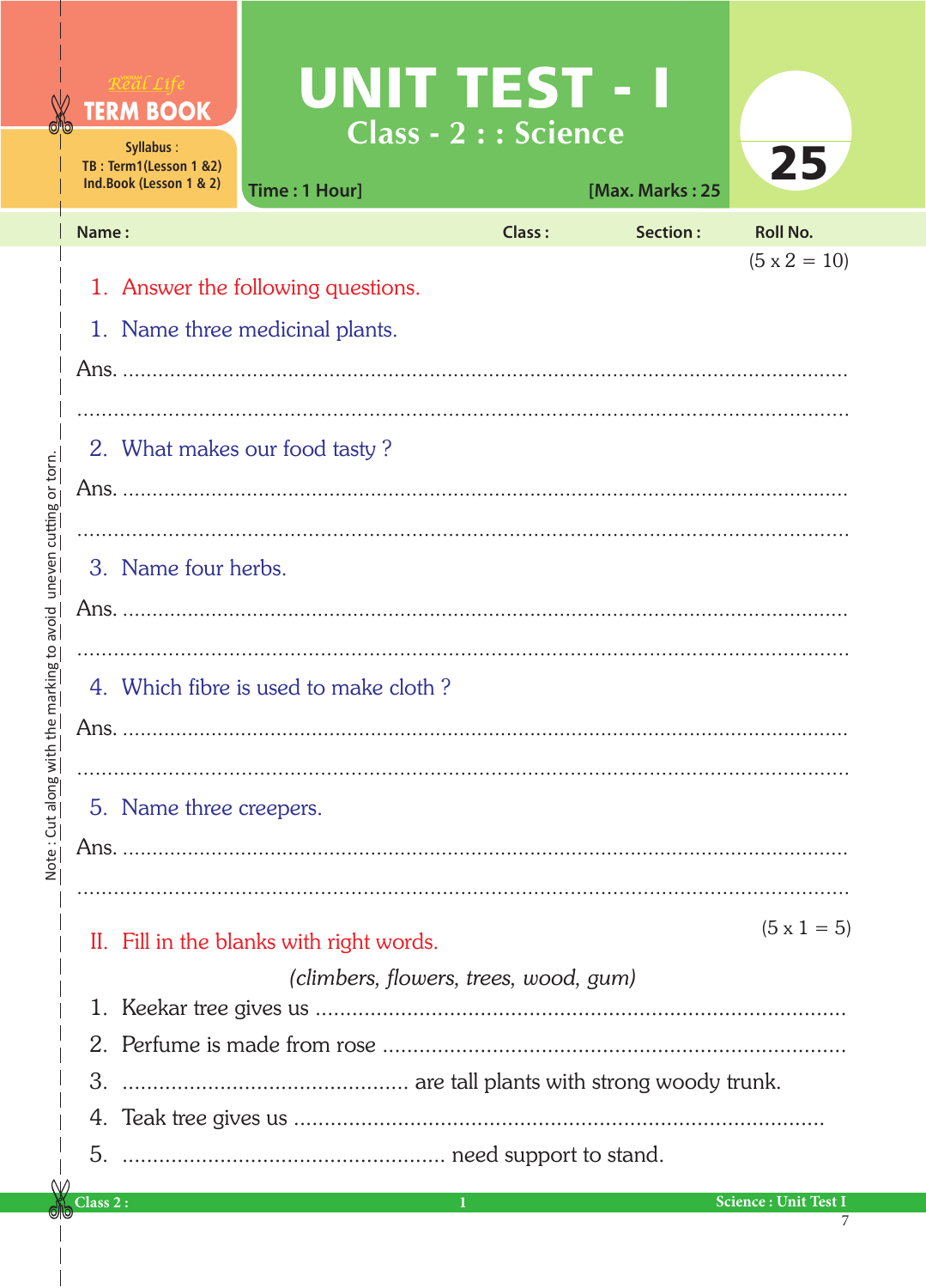Real Life **TERM BOOK**

Syllabus :
TB : Term1(Lesson 1 &2)
Ind.Book (Lesson 1 & 2)

# UNIT TEST - I

## Class - 2 : : Science

Time : 1 Hour] [Max. Marks : 25

**25**

Name : Class : Section : Roll No.

Note : Cut along with the marking to avoid uneven cutting or torn.

(5 x 2 = 10)

1. Answer the following questions.

1. Name three medicinal plants.

Ans. ..........................................................................................................

..........................................................................................................

2. What makes our food tasty ?

Ans. ..........................................................................................................

..........................................................................................................

3. Name four herbs.

Ans. ..........................................................................................................

..........................................................................................................

4. Which fibre is used to make cloth ?

Ans. ..........................................................................................................

..........................................................................................................

5. Name three creepers.

Ans. ..........................................................................................................

..........................................................................................................

(5 x 1 = 5)

II. Fill in the blanks with right words.

*(climbers, flowers, trees, wood, gum)*

1. Keekar tree gives us ..........................................................................
2. Perfume is made from rose ................................................................
3. .............................................. are tall plants with strong woody trunk.
4. Teak tree gives us ..........................................................................
5. .................................................... need support to stand.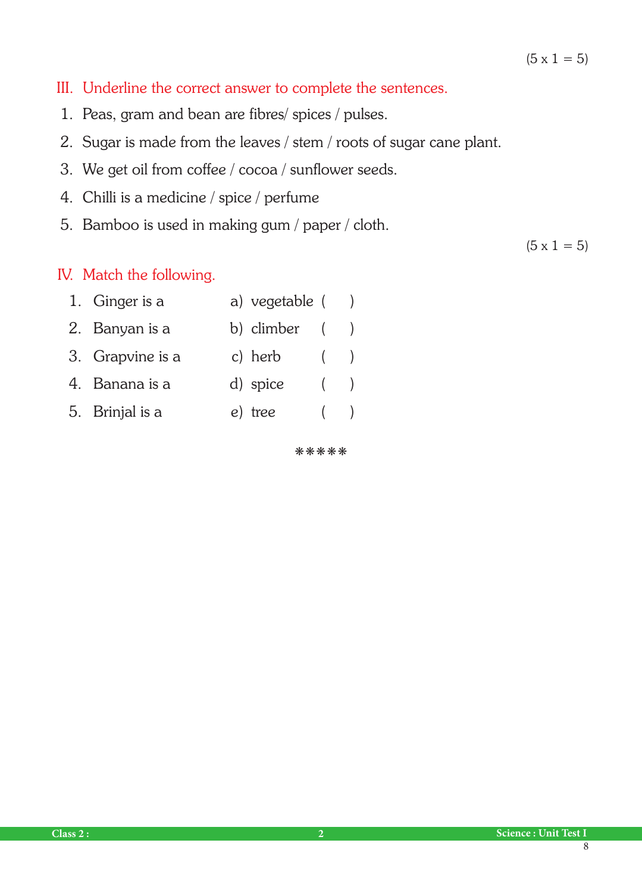(5 x 1 = 5)

## III. Underline the correct answer to complete the sentences.

1. Peas, gram and bean are fibres/ spices / pulses.
2. Sugar is made from the leaves / stem / roots of sugar cane plant.
3. We get oil from coffee / cocoa / sunflower seeds.
4. Chilli is a medicine / spice / perfume
5. Bamboo is used in making gum / paper / cloth.

(5 x 1 = 5)

## IV. Match the following.

| | | |
|---|---|---|
| 1. Ginger is a | a) vegetable | ( ) |
| 2. Banyan is a | b) climber | ( ) |
| 3. Grapvine is a | c) herb | ( ) |
| 4. Banana is a | d) spice | ( ) |
| 5. Brinjal is a | e) tree | ( ) |

*****